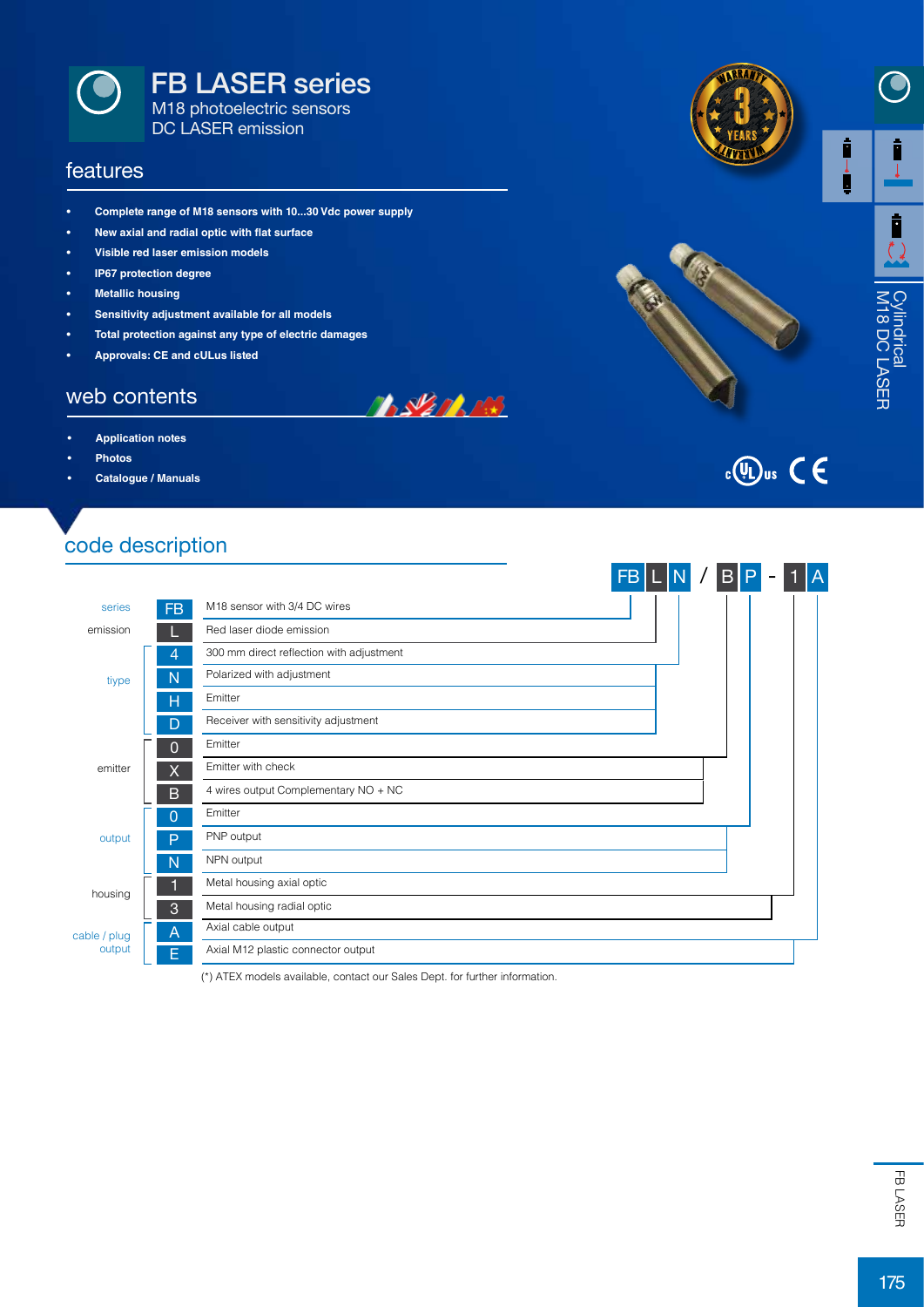# FB LASER series

M18 photoelectric sensors
DC LASER emission

## features

- **Complete range of M18 sensors with 10...30 Vdc power supply**
- **New axial and radial optic with flat surface**
- **Visible red laser emission models**
- **IP67 protection degree**
- **Metallic housing**
- **Sensitivity adjustment available for all models**
- **Total protection against any type of electric damages**
- **Approvals: CE and cULus listed**

## web contents

- **Application notes**
- **Photos**
- **Catalogue / Manuals**

Cylindrical M18 DC LASER

## code description

FB L N / B P - 1 A

| | Code | Description |
|---|---|---|
| series | FB | M18 sensor with 3/4 DC wires |
| emission | L | Red laser diode emission |
| tiype | 4 | 300 mm direct reflection with adjustment |
| | N | Polarized with adjustment |
| | H | Emitter |
| | D | Receiver with sensitivity adjustment |
| emitter | 0 | Emitter |
| | X | Emitter with check |
| | B | 4 wires output Complementary NO + NC |
| output | 0 | Emitter |
| | P | PNP output |
| | N | NPN output |
| housing | 1 | Metal housing axial optic |
| | 3 | Metal housing radial optic |
| cable / plug output | A | Axial cable output |
| | E | Axial M12 plastic connector output |

(*) ATEX models available, contact our Sales Dept. for further information.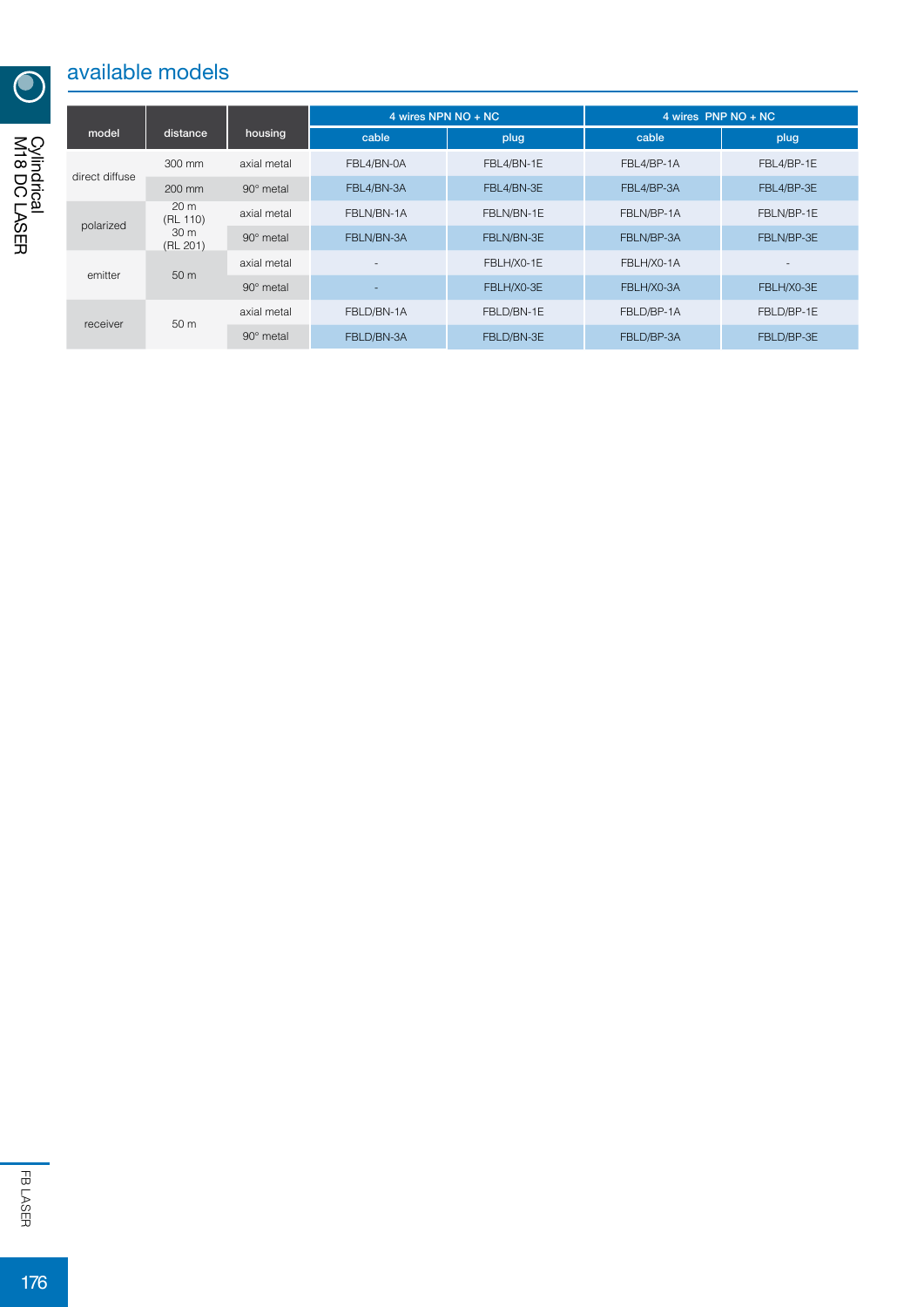## available models

| model | distance | housing | 4 wires NPN NO + NC | | 4 wires PNP NO + NC | |
|---|---|---|---|---|---|---|
| | | | cable | plug | cable | plug |
| direct diffuse | 300 mm | axial metal | FBL4/BN-0A | FBL4/BN-1E | FBL4/BP-1A | FBL4/BP-1E |
| | 200 mm | 90° metal | FBL4/BN-3A | FBL4/BN-3E | FBL4/BP-3A | FBL4/BP-3E |
| polarized | 20 m (RL 110) 30 m (RL 201) | axial metal | FBLN/BN-1A | FBLN/BN-1E | FBLN/BP-1A | FBLN/BP-1E |
| | | 90° metal | FBLN/BN-3A | FBLN/BN-3E | FBLN/BP-3A | FBLN/BP-3E |
| emitter | 50 m | axial metal | - | FBLH/X0-1E | FBLH/X0-1A | - |
| | | 90° metal | - | FBLH/X0-3E | FBLH/X0-3A | FBLH/X0-3E |
| receiver | 50 m | axial metal | FBLD/BN-1A | FBLD/BN-1E | FBLD/BP-1A | FBLD/BP-1E |
| | | 90° metal | FBLD/BN-3A | FBLD/BN-3E | FBLD/BP-3A | FBLD/BP-3E |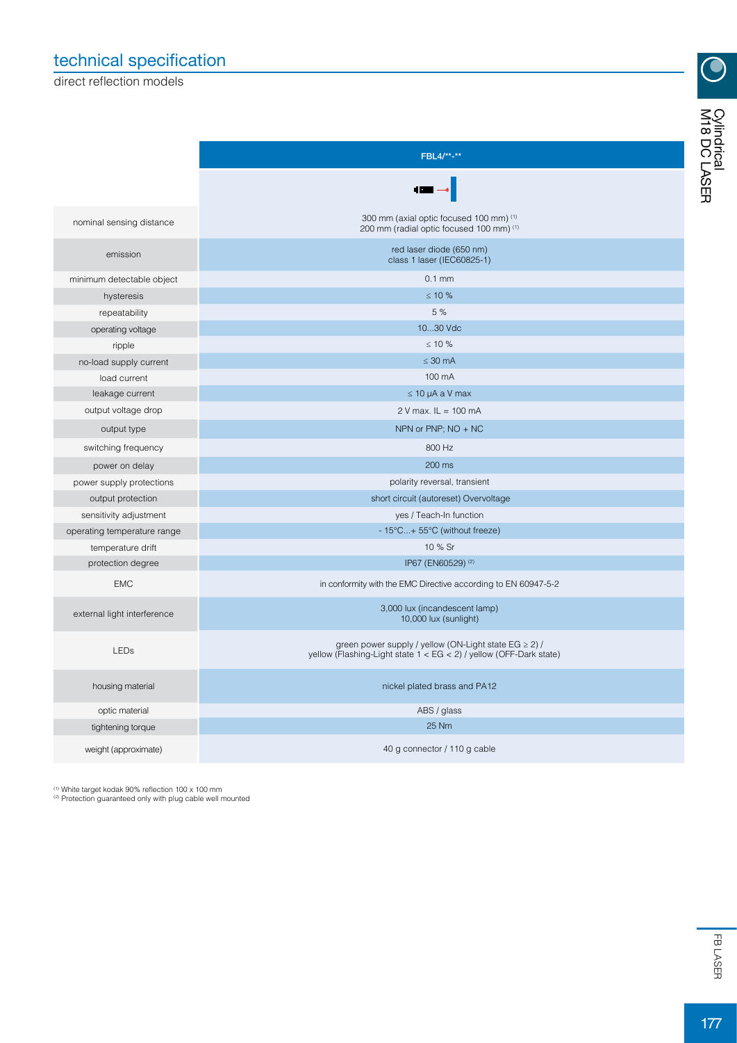# technical specification

direct reflection models

| | FBL4/**-** |
|---|---|
| nominal sensing distance | 300 mm (axial optic focused 100 mm) [1]<br>200 mm (radial optic focused 100 mm) [1] |
| emission | red laser diode (650 nm)<br>class 1 laser (IEC60825-1) |
| minimum detectable object | 0.1 mm |
| hysteresis | ≤ 10 % |
| repeatability | 5 % |
| operating voltage | 10...30 Vdc |
| ripple | ≤ 10 % |
| no-load supply current | ≤ 30 mA |
| load current | 100 mA |
| leakage current | ≤ 10 µA a V max |
| output voltage drop | 2 V max. IL = 100 mA |
| output type | NPN or PNP; NO + NC |
| switching frequency | 800 Hz |
| power on delay | 200 ms |
| power supply protections | polarity reversal, transient |
| output protection | short circuit (autoreset) Overvoltage |
| sensitivity adjustment | yes / Teach-In function |
| operating temperature range | - 15°C...+ 55°C (without freeze) |
| temperature drift | 10 % Sr |
| protection degree | IP67 (EN60529) [2] |
| EMC | in conformity with the EMC Directive according to EN 60947-5-2 |
| external light interference | 3,000 lux (incandescent lamp)<br>10,000 lux (sunlight) |
| LEDs | green power supply / yellow (ON-Light state EG ≥ 2) /<br>yellow (Flashing-Light state 1 < EG < 2) / yellow (OFF-Dark state) |
| housing material | nickel plated brass and PA12 |
| optic material | ABS / glass |
| tightening torque | 25 Nm |
| weight (approximate) | 40 g connector / 110 g cable |

[1] White target kodak 90% reflection 100 x 100 mm
[2] Protection guaranteed only with plug cable well mounted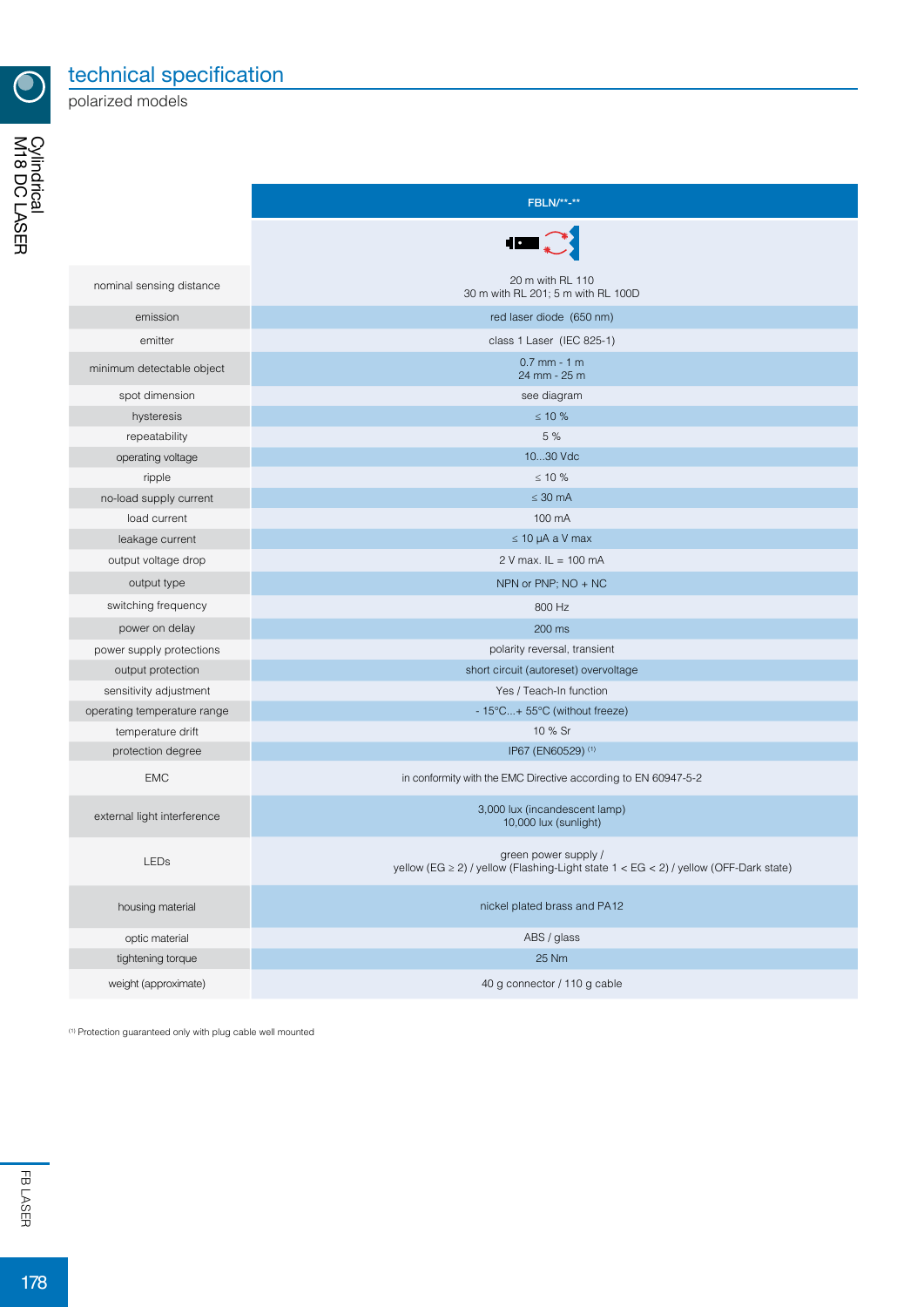# technical specification

polarized models

| | FBLN/\*\*-\*\* |
|---|---|
| nominal sensing distance | 20 m with RL 110<br>30 m with RL 201; 5 m with RL 100D |
| emission | red laser diode (650 nm) |
| emitter | class 1 Laser (IEC 825-1) |
| minimum detectable object | 0.7 mm - 1 m<br>24 mm - 25 m |
| spot dimension | see diagram |
| hysteresis | ≤ 10 % |
| repeatability | 5 % |
| operating voltage | 10...30 Vdc |
| ripple | ≤ 10 % |
| no-load supply current | ≤ 30 mA |
| load current | 100 mA |
| leakage current | ≤ 10 µA a V max |
| output voltage drop | 2 V max. IL = 100 mA |
| output type | NPN or PNP; NO + NC |
| switching frequency | 800 Hz |
| power on delay | 200 ms |
| power supply protections | polarity reversal, transient |
| output protection | short circuit (autoreset) overvoltage |
| sensitivity adjustment | Yes / Teach-In function |
| operating temperature range | - 15°C...+ 55°C (without freeze) |
| temperature drift | 10 % Sr |
| protection degree | IP67 (EN60529) (1) |
| EMC | in conformity with the EMC Directive according to EN 60947-5-2 |
| external light interference | 3,000 lux (incandescent lamp)<br>10,000 lux (sunlight) |
| LEDs | green power supply /<br>yellow (EG ≥ 2) / yellow (Flashing-Light state 1 < EG < 2) / yellow (OFF-Dark state) |
| housing material | nickel plated brass and PA12 |
| optic material | ABS / glass |
| tightening torque | 25 Nm |
| weight (approximate) | 40 g connector / 110 g cable |

(1) Protection guaranteed only with plug cable well mounted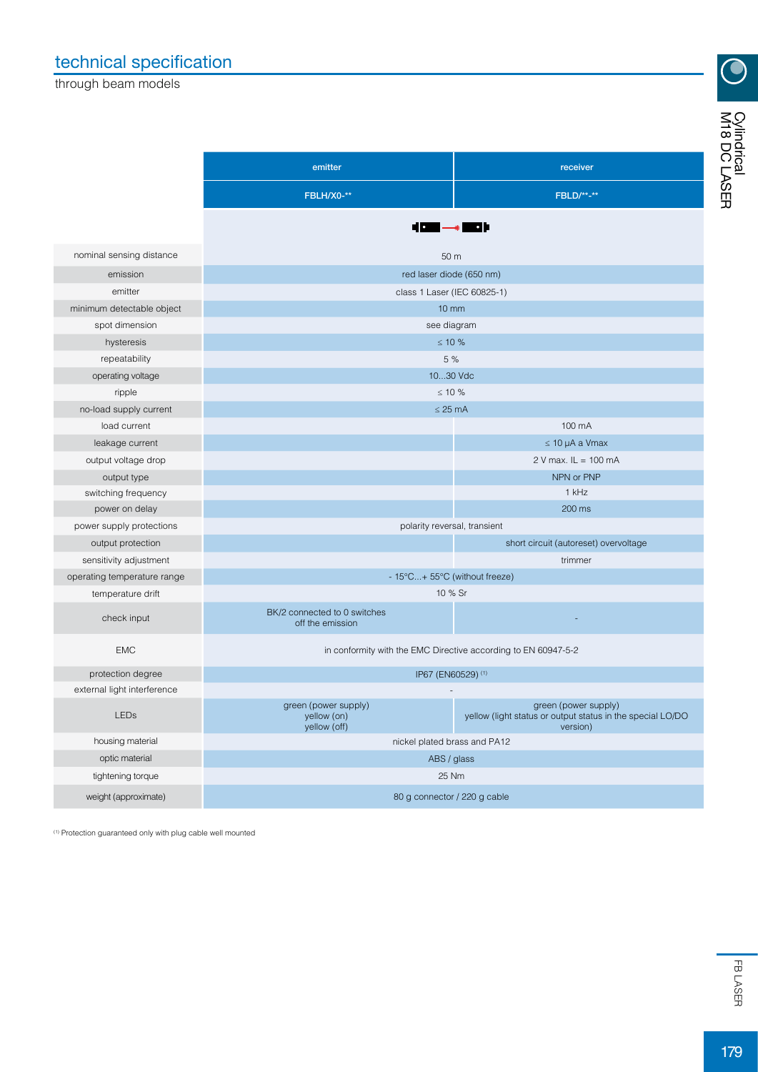## technical specification

through beam models

| | emitter | receiver |
|---|---|---|
| | FBLH/X0-** | FBLD/**-** |
| nominal sensing distance | 50 m | |
| emission | red laser diode (650 nm) | |
| emitter | class 1 Laser (IEC 60825-1) | |
| minimum detectable object | 10 mm | |
| spot dimension | see diagram | |
| hysteresis | ≤ 10 % | |
| repeatability | 5 % | |
| operating voltage | 10...30 Vdc | |
| ripple | ≤ 10 % | |
| no-load supply current | ≤ 25 mA | |
| load current | | 100 mA |
| leakage current | | ≤ 10 µA a Vmax |
| output voltage drop | | 2 V max. IL = 100 mA |
| output type | | NPN or PNP |
| switching frequency | | 1 kHz |
| power on delay | | 200 ms |
| power supply protections | polarity reversal, transient | |
| output protection | | short circuit (autoreset) overvoltage |
| sensitivity adjustment | | trimmer |
| operating temperature range | - 15°C...+ 55°C (without freeze) | |
| temperature drift | 10 % Sr | |
| check input | BK/2 connected to 0 switches off the emission | - |
| EMC | in conformity with the EMC Directive according to EN 60947-5-2 | |
| protection degree | IP67 (EN60529) (1) | |
| external light interference | - | |
| LEDs | green (power supply) yellow (on) yellow (off) | green (power supply) yellow (light status or output status in the special LO/DO version) |
| housing material | nickel plated brass and PA12 | |
| optic material | ABS / glass | |
| tightening torque | 25 Nm | |
| weight (approximate) | 80 g connector / 220 g cable | |

(1) Protection guaranteed only with plug cable well mounted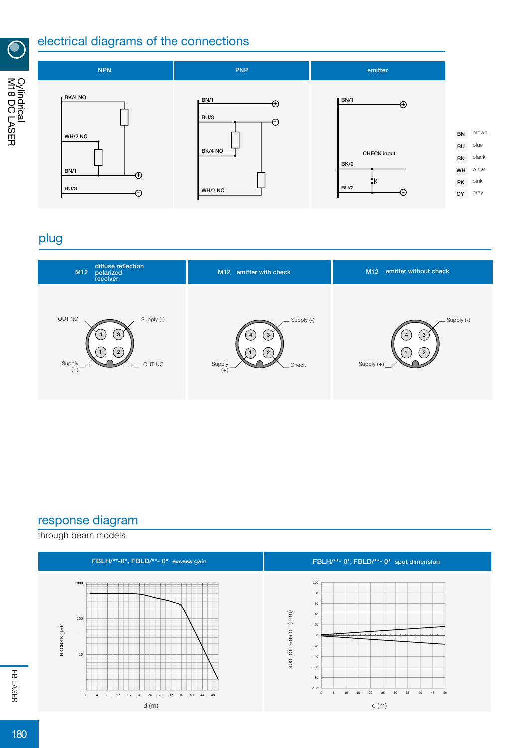## electrical diagrams of the connections

| NPN | PNP | emitter |
|---|---|---|
| BK/4 NO | BN/1 | BN/1 |
| WH/2 NC | BU/3 | CHECK input |
| BN/1 | BK/4 NO | BK/2 |
| BU/3 | WH/2 NC | BU/3 |

| | |
|---|---|
| BN | brown |
| BU | blue |
| BK | black |
| WH | white |
| PK | pink |
| GY | gray |

## plug

| M12 diffuse reflection polarized receiver | M12 emitter with check | M12 emitter without check |
|---|---|---|
| OUT NO (4), Supply (-) (3), Supply (+) (1), OUT NC (2) | Supply (-) (3), Supply (+) (1), Check (2) | Supply (-) (3), Supply (+) (1) |

## response diagram

through beam models

| FBLH/**-0*, FBLD/**- 0* excess gain | FBLH/**- 0*, FBLD/**- 0* spot dimension |
|---|---|
| excess gain vs. d (m) | spot dimension (mm) vs. d (m) |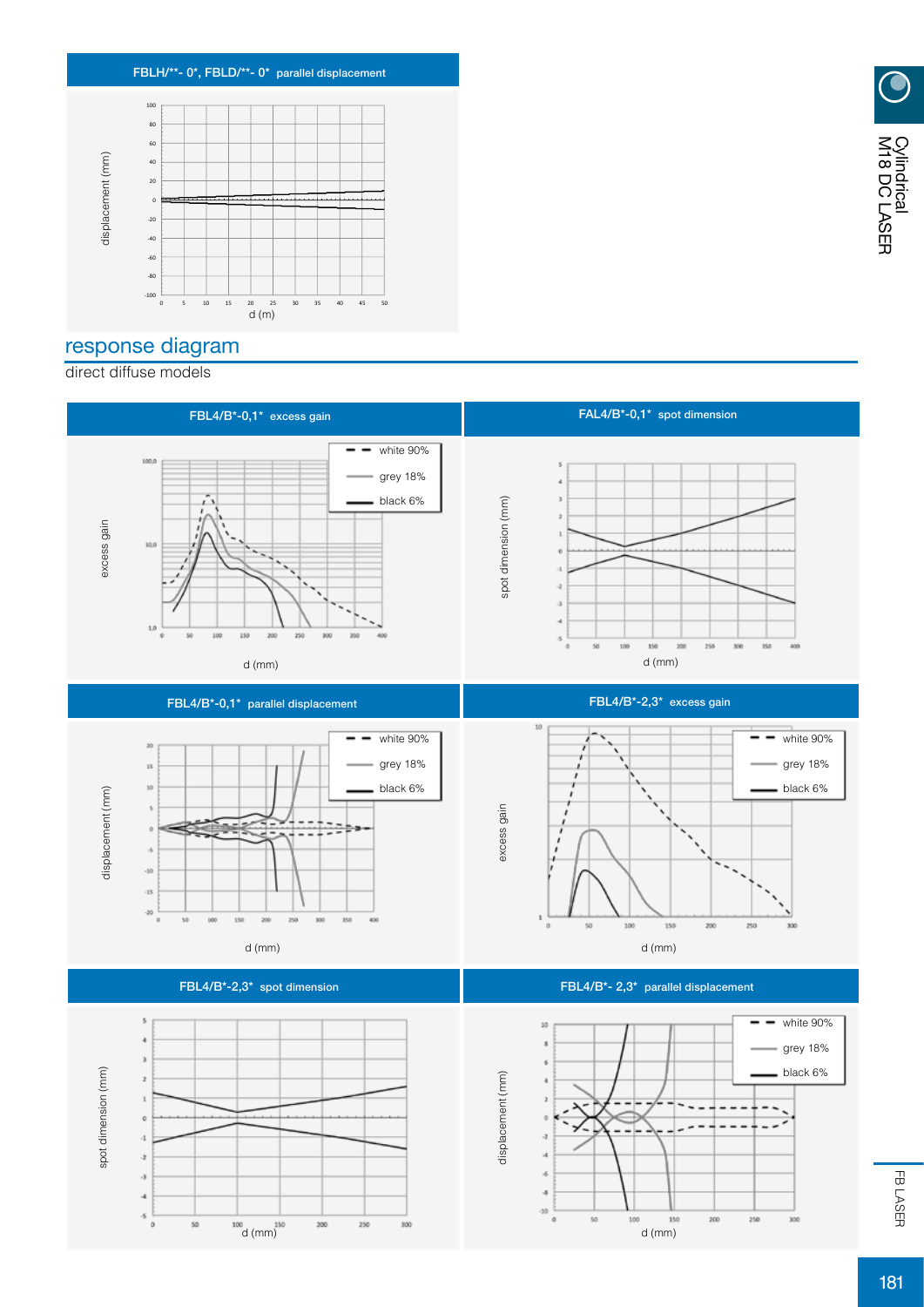## FBLH/**- 0*, FBLD/**- 0* parallel displacement

displacement (mm)

d (m)

## response diagram

direct diffuse models

### FBL4/B*-0,1* excess gain

white 90%
grey 18%
black 6%

excess gain

d (mm)

### FAL4/B*-0,1* spot dimension

spot dimension (mm)

d (mm)

### FBL4/B*-0,1* parallel displacement

white 90%
grey 18%
black 6%

displacement (mm)

d (mm)

### FBL4/B*-2,3* excess gain

white 90%
grey 18%
black 6%

excess gain

d (mm)

### FBL4/B*-2,3* spot dimension

spot dimension (mm)

d (mm)

### FBL4/B*- 2,3* parallel displacement

white 90%
grey 18%
black 6%

displacement (mm)

d (mm)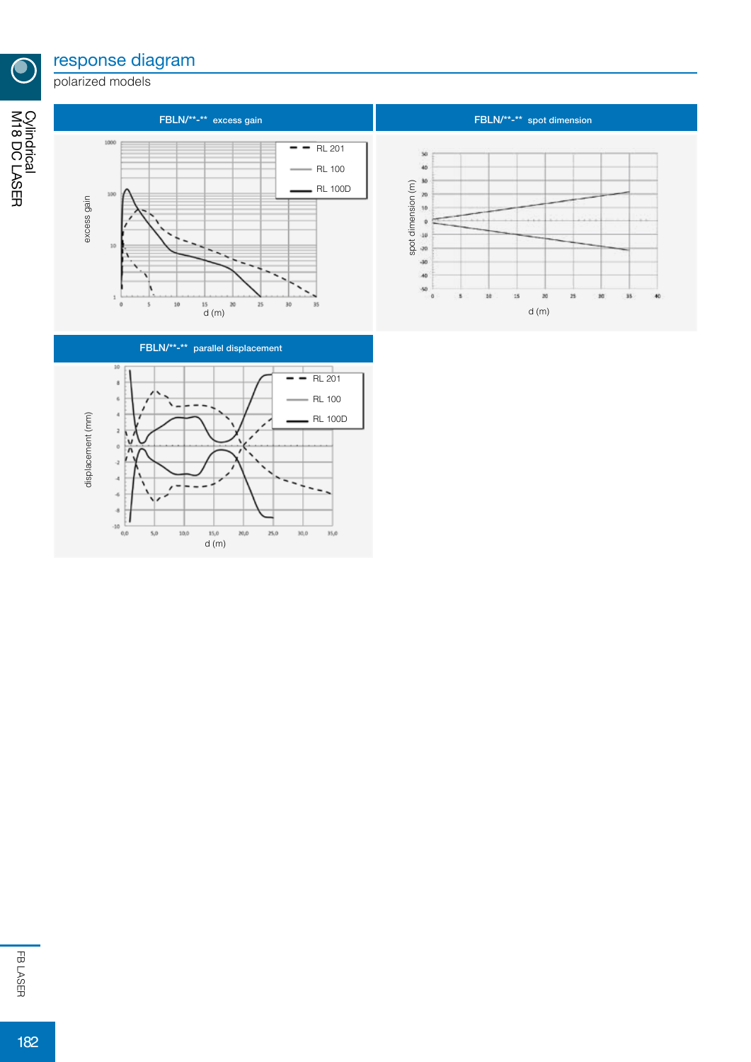# response diagram

polarized models

## FBLN/**-** excess gain

excess gain

RL 201
RL 100
RL 100D

d (m)

## FBLN/**-** spot dimension

spot dimension (m)

d (m)

## FBLN/**-** parallel displacement

displacement (mm)

RL 201
RL 100
RL 100D

d (m)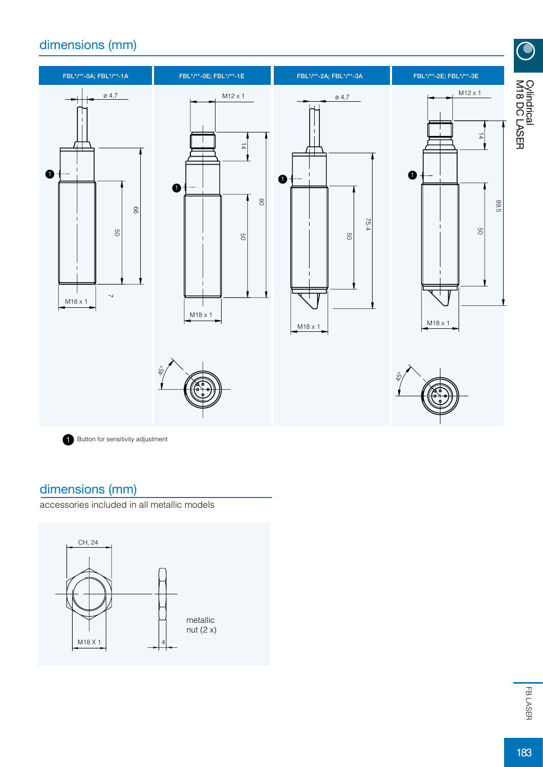## dimensions (mm)

FBL*/**-0A; FBL*/**-1A

ø 4,7

66

50

7

M18 x 1

FBL*/**-0E; FBL*/**-1E

M12 x 1

14

80

50

M18 x 1

45°

FBL*/**-2A; FBL*/**-3A

ø 4,7

75,4

50

M18 x 1

FBL*/**-2E; FBL*/**-3E

M12 x 1

14

89,5

50

M18 x 1

45°

1 Button for sensitivity adjustment

## dimensions (mm)

accessories included in all metallic models

CH, 24

M18 X 1

4

metallic nut (2 x)